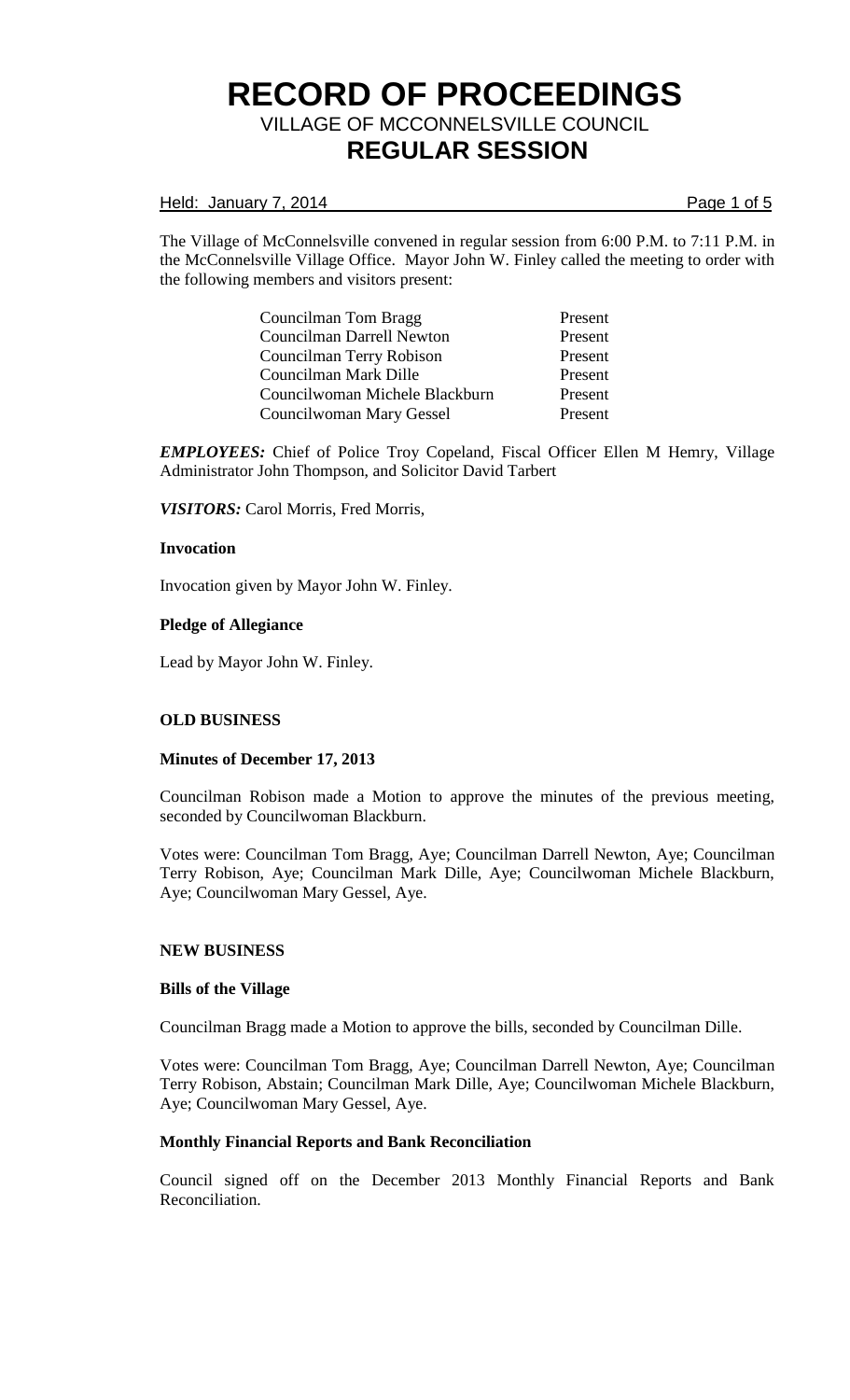# RECORD OF PROCEEDINGS

## VILLAGE OF MCCONNELSVILLE COUNCIL

## REGULAR SESSION

Held: January 7, 2014

The Village of McConnelsville convened in regular session from 6:00 P.M. to 7:11 P.M. in the McConnelsville Village Office. Mayor John W. Finley called the meeting to order with the following members and visitors present:

| | |
|---|---|
| Councilman Tom Bragg | Present |
| Councilman Darrell Newton | Present |
| Councilman Terry Robison | Present |
| Councilman Mark Dille | Present |
| Councilwoman Michele Blackburn | Present |
| Councilwoman Mary Gessel | Present |

***EMPLOYEES:*** Chief of Police Troy Copeland, Fiscal Officer Ellen M Hemry, Village Administrator John Thompson, and Solicitor David Tarbert

***VISITORS:*** Carol Morris, Fred Morris,

**Invocation**

Invocation given by Mayor John W. Finley.

**Pledge of Allegiance**

Lead by Mayor John W. Finley.

**OLD BUSINESS**

**Minutes of December 17, 2013**

Councilman Robison made a Motion to approve the minutes of the previous meeting, seconded by Councilwoman Blackburn.

Votes were: Councilman Tom Bragg, Aye; Councilman Darrell Newton, Aye; Councilman Terry Robison, Aye; Councilman Mark Dille, Aye; Councilwoman Michele Blackburn, Aye; Councilwoman Mary Gessel, Aye.

**NEW BUSINESS**

**Bills of the Village**

Councilman Bragg made a Motion to approve the bills, seconded by Councilman Dille.

Votes were: Councilman Tom Bragg, Aye; Councilman Darrell Newton, Aye; Councilman Terry Robison, Abstain; Councilman Mark Dille, Aye; Councilwoman Michele Blackburn, Aye; Councilwoman Mary Gessel, Aye.

**Monthly Financial Reports and Bank Reconciliation**

Council signed off on the December 2013 Monthly Financial Reports and Bank Reconciliation.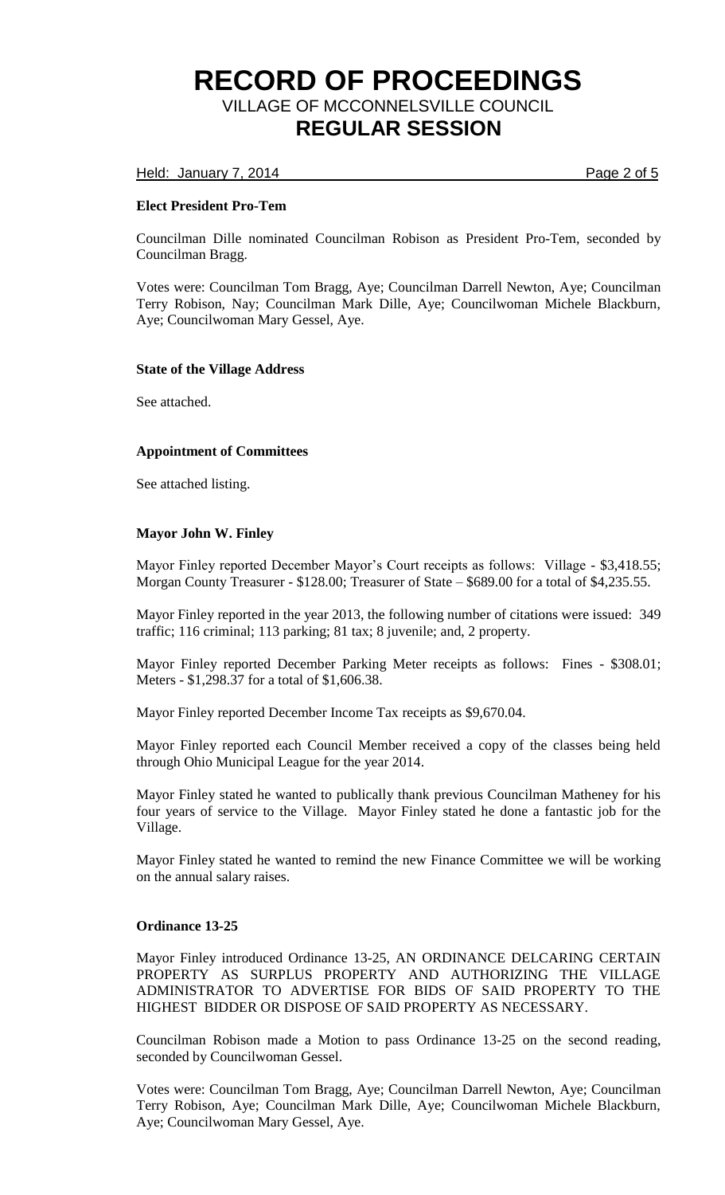# RECORD OF PROCEEDINGS

VILLAGE OF MCCONNELSVILLE COUNCIL

## REGULAR SESSION

Held: January 7, 2014

### Elect President Pro-Tem

Councilman Dille nominated Councilman Robison as President Pro-Tem, seconded by Councilman Bragg.

Votes were: Councilman Tom Bragg, Aye; Councilman Darrell Newton, Aye; Councilman Terry Robison, Nay; Councilman Mark Dille, Aye; Councilwoman Michele Blackburn, Aye; Councilwoman Mary Gessel, Aye.

### State of the Village Address

See attached.

### Appointment of Committees

See attached listing.

### Mayor John W. Finley

Mayor Finley reported December Mayor's Court receipts as follows: Village - $3,418.55; Morgan County Treasurer - $128.00; Treasurer of State – $689.00 for a total of $4,235.55.

Mayor Finley reported in the year 2013, the following number of citations were issued: 349 traffic; 116 criminal; 113 parking; 81 tax; 8 juvenile; and, 2 property.

Mayor Finley reported December Parking Meter receipts as follows: Fines - $308.01; Meters - $1,298.37 for a total of $1,606.38.

Mayor Finley reported December Income Tax receipts as $9,670.04.

Mayor Finley reported each Council Member received a copy of the classes being held through Ohio Municipal League for the year 2014.

Mayor Finley stated he wanted to publically thank previous Councilman Matheney for his four years of service to the Village. Mayor Finley stated he done a fantastic job for the Village.

Mayor Finley stated he wanted to remind the new Finance Committee we will be working on the annual salary raises.

### Ordinance 13-25

Mayor Finley introduced Ordinance 13-25, AN ORDINANCE DELCARING CERTAIN PROPERTY AS SURPLUS PROPERTY AND AUTHORIZING THE VILLAGE ADMINISTRATOR TO ADVERTISE FOR BIDS OF SAID PROPERTY TO THE HIGHEST BIDDER OR DISPOSE OF SAID PROPERTY AS NECESSARY.

Councilman Robison made a Motion to pass Ordinance 13-25 on the second reading, seconded by Councilwoman Gessel.

Votes were: Councilman Tom Bragg, Aye; Councilman Darrell Newton, Aye; Councilman Terry Robison, Aye; Councilman Mark Dille, Aye; Councilwoman Michele Blackburn, Aye; Councilwoman Mary Gessel, Aye.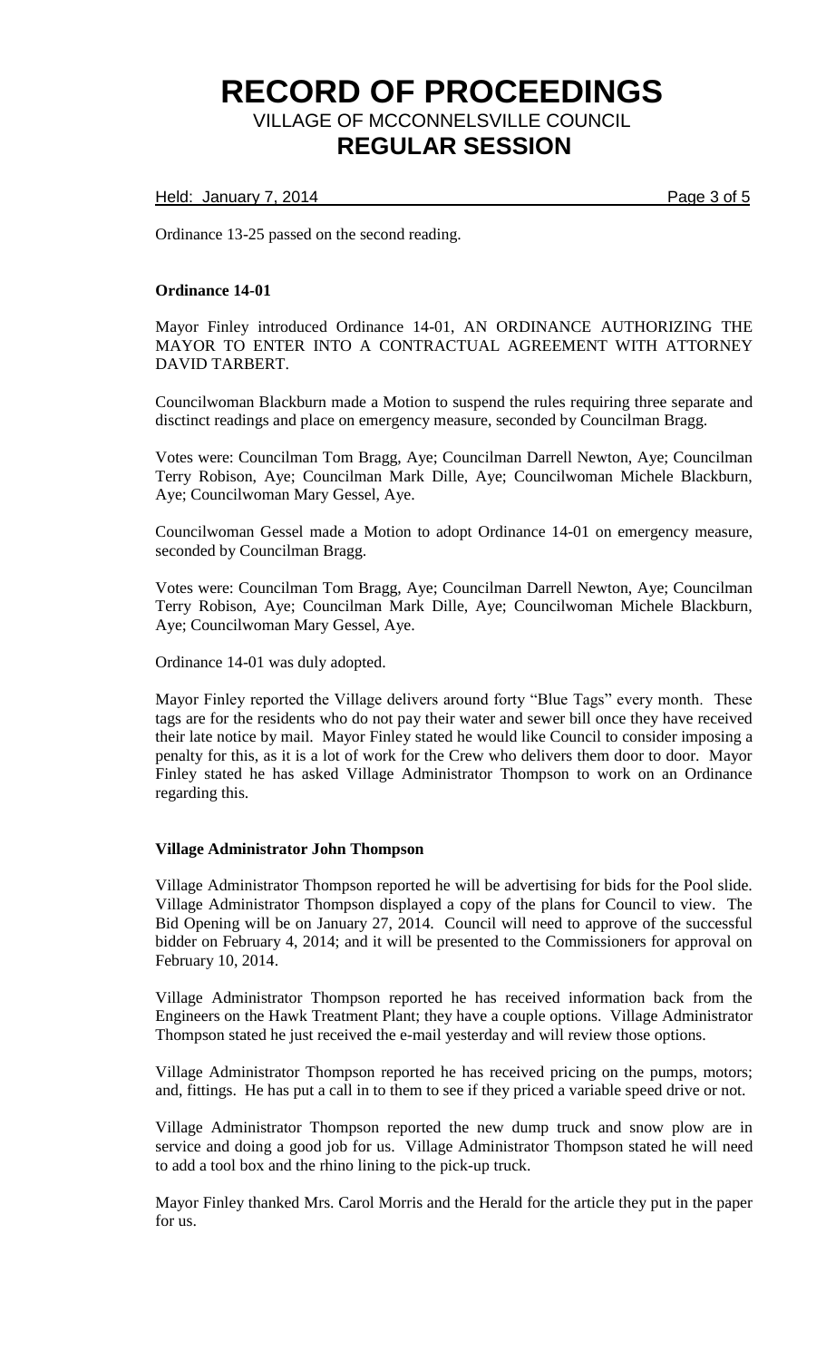Ordinance 13-25 passed on the second reading.

**Ordinance 14-01**

Mayor Finley introduced Ordinance 14-01, AN ORDINANCE AUTHORIZING THE MAYOR TO ENTER INTO A CONTRACTUAL AGREEMENT WITH ATTORNEY DAVID TARBERT.

Councilwoman Blackburn made a Motion to suspend the rules requiring three separate and disctinct readings and place on emergency measure, seconded by Councilman Bragg.

Votes were: Councilman Tom Bragg, Aye; Councilman Darrell Newton, Aye; Councilman Terry Robison, Aye; Councilman Mark Dille, Aye; Councilwoman Michele Blackburn, Aye; Councilwoman Mary Gessel, Aye.

Councilwoman Gessel made a Motion to adopt Ordinance 14-01 on emergency measure, seconded by Councilman Bragg.

Votes were: Councilman Tom Bragg, Aye; Councilman Darrell Newton, Aye; Councilman Terry Robison, Aye; Councilman Mark Dille, Aye; Councilwoman Michele Blackburn, Aye; Councilwoman Mary Gessel, Aye.

Ordinance 14-01 was duly adopted.

Mayor Finley reported the Village delivers around forty "Blue Tags" every month. These tags are for the residents who do not pay their water and sewer bill once they have received their late notice by mail. Mayor Finley stated he would like Council to consider imposing a penalty for this, as it is a lot of work for the Crew who delivers them door to door. Mayor Finley stated he has asked Village Administrator Thompson to work on an Ordinance regarding this.

**Village Administrator John Thompson**

Village Administrator Thompson reported he will be advertising for bids for the Pool slide. Village Administrator Thompson displayed a copy of the plans for Council to view. The Bid Opening will be on January 27, 2014. Council will need to approve of the successful bidder on February 4, 2014; and it will be presented to the Commissioners for approval on February 10, 2014.

Village Administrator Thompson reported he has received information back from the Engineers on the Hawk Treatment Plant; they have a couple options. Village Administrator Thompson stated he just received the e-mail yesterday and will review those options.

Village Administrator Thompson reported he has received pricing on the pumps, motors; and, fittings. He has put a call in to them to see if they priced a variable speed drive or not.

Village Administrator Thompson reported the new dump truck and snow plow are in service and doing a good job for us. Village Administrator Thompson stated he will need to add a tool box and the rhino lining to the pick-up truck.

Mayor Finley thanked Mrs. Carol Morris and the Herald for the article they put in the paper for us.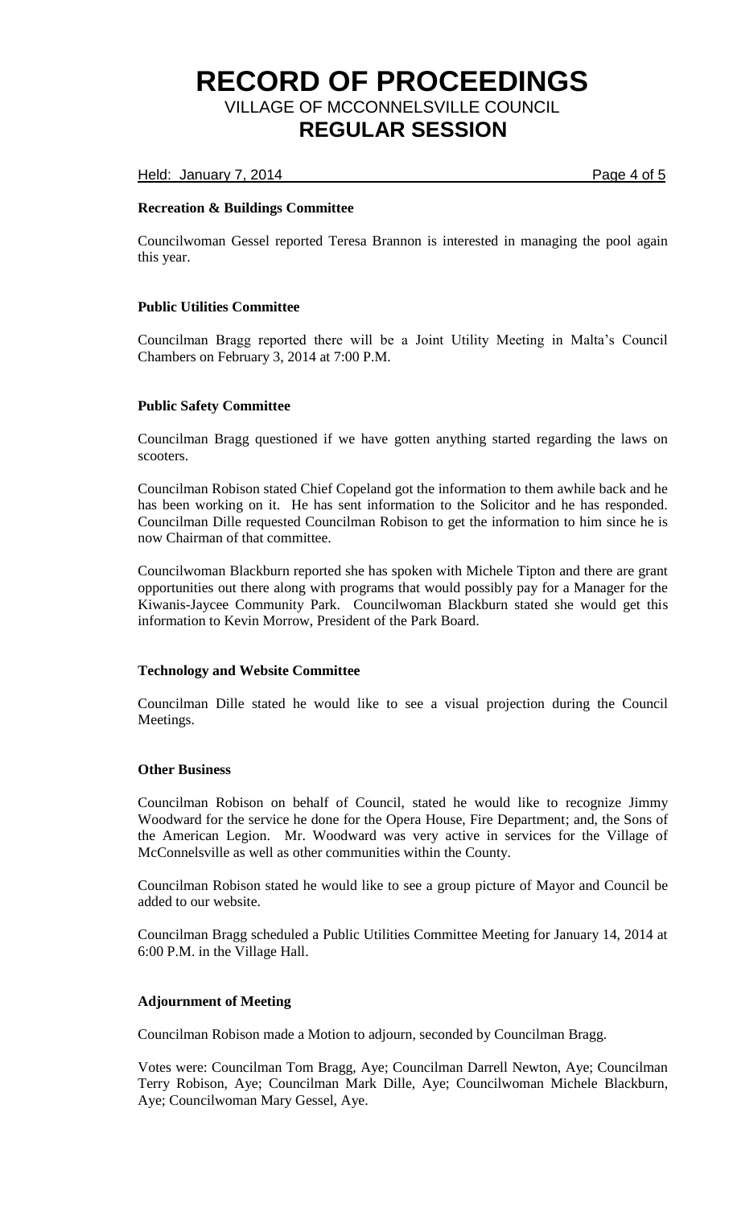### Recreation & Buildings Committee

Councilwoman Gessel reported Teresa Brannon is interested in managing the pool again this year.

### Public Utilities Committee

Councilman Bragg reported there will be a Joint Utility Meeting in Malta's Council Chambers on February 3, 2014 at 7:00 P.M.

### Public Safety Committee

Councilman Bragg questioned if we have gotten anything started regarding the laws on scooters.

Councilman Robison stated Chief Copeland got the information to them awhile back and he has been working on it. He has sent information to the Solicitor and he has responded. Councilman Dille requested Councilman Robison to get the information to him since he is now Chairman of that committee.

Councilwoman Blackburn reported she has spoken with Michele Tipton and there are grant opportunities out there along with programs that would possibly pay for a Manager for the Kiwanis-Jaycee Community Park. Councilwoman Blackburn stated she would get this information to Kevin Morrow, President of the Park Board.

### Technology and Website Committee

Councilman Dille stated he would like to see a visual projection during the Council Meetings.

### Other Business

Councilman Robison on behalf of Council, stated he would like to recognize Jimmy Woodward for the service he done for the Opera House, Fire Department; and, the Sons of the American Legion. Mr. Woodward was very active in services for the Village of McConnelsville as well as other communities within the County.

Councilman Robison stated he would like to see a group picture of Mayor and Council be added to our website.

Councilman Bragg scheduled a Public Utilities Committee Meeting for January 14, 2014 at 6:00 P.M. in the Village Hall.

### Adjournment of Meeting

Councilman Robison made a Motion to adjourn, seconded by Councilman Bragg.

Votes were: Councilman Tom Bragg, Aye; Councilman Darrell Newton, Aye; Councilman Terry Robison, Aye; Councilman Mark Dille, Aye; Councilwoman Michele Blackburn, Aye; Councilwoman Mary Gessel, Aye.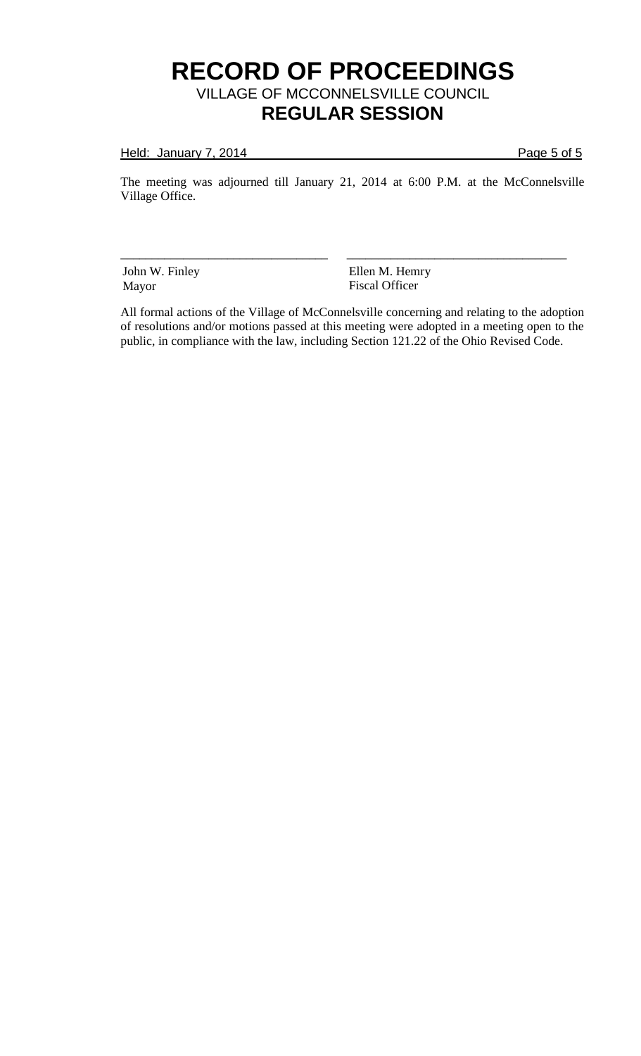# RECORD OF PROCEEDINGS

VILLAGE OF MCCONNELSVILLE COUNCIL

## REGULAR SESSION

Held: January 7, 2014

The meeting was adjourned till January 21, 2014 at 6:00 P.M. at the McConnelsville Village Office.

_________________________________ _________________________________

John W. Finley
Mayor

Ellen M. Hemry
Fiscal Officer

All formal actions of the Village of McConnelsville concerning and relating to the adoption of resolutions and/or motions passed at this meeting were adopted in a meeting open to the public, in compliance with the law, including Section 121.22 of the Ohio Revised Code.